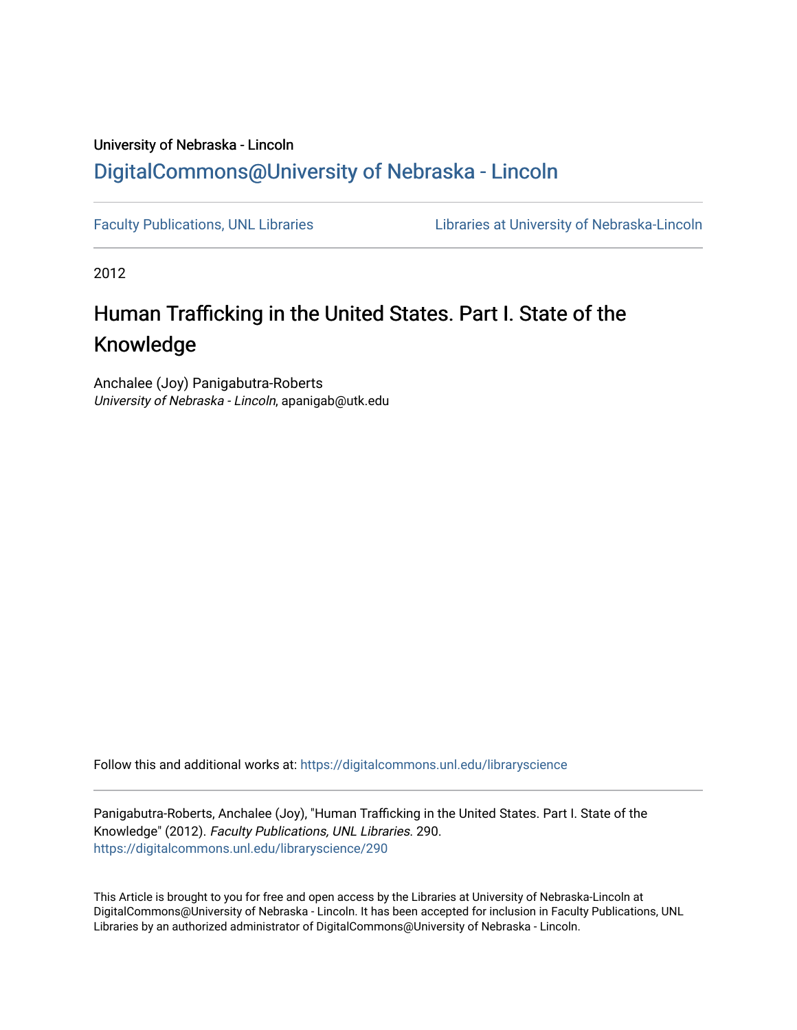University of Nebraska - Lincoln

## DigitalCommons@University of Nebraska - Lincoln

Faculty Publications, UNL Libraries | Libraries at University of Nebraska-Lincoln

2012

# Human Trafficking in the United States. Part I. State of the Knowledge

Anchalee (Joy) Panigabutra-Roberts
*University of Nebraska - Lincoln*, apanigab@utk.edu

Follow this and additional works at: https://digitalcommons.unl.edu/libraryscience

Panigabutra-Roberts, Anchalee (Joy), "Human Trafficking in the United States. Part I. State of the Knowledge" (2012). *Faculty Publications, UNL Libraries*. 290.
https://digitalcommons.unl.edu/libraryscience/290

This Article is brought to you for free and open access by the Libraries at University of Nebraska-Lincoln at DigitalCommons@University of Nebraska - Lincoln. It has been accepted for inclusion in Faculty Publications, UNL Libraries by an authorized administrator of DigitalCommons@University of Nebraska - Lincoln.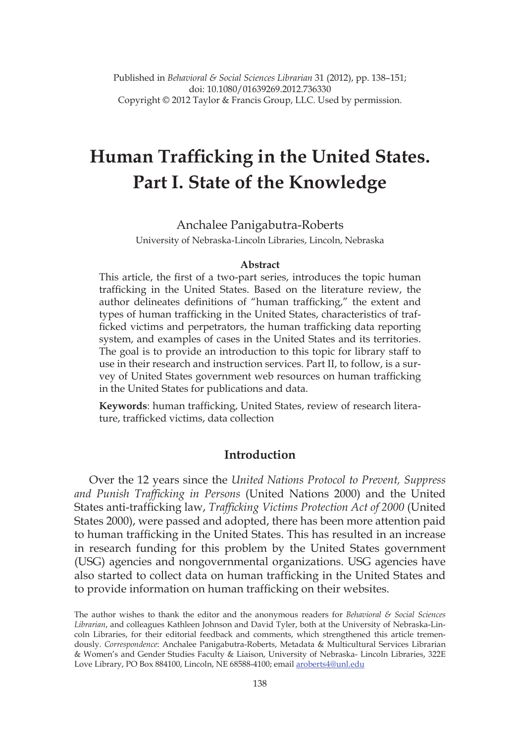Published in *Behavioral & Social Sciences Librarian* 31 (2012), pp. 138–151;
doi: 10.1080/01639269.2012.736330
Copyright © 2012 Taylor & Francis Group, LLC. Used by permission.

# Human Trafficking in the United States. Part I. State of the Knowledge

Anchalee Panigabutra-Roberts

University of Nebraska-Lincoln Libraries, Lincoln, Nebraska

**Abstract**

This article, the first of a two-part series, introduces the topic human trafficking in the United States. Based on the literature review, the author delineates definitions of "human trafficking," the extent and types of human trafficking in the United States, characteristics of trafficked victims and perpetrators, the human trafficking data reporting system, and examples of cases in the United States and its territories. The goal is to provide an introduction to this topic for library staff to use in their research and instruction services. Part II, to follow, is a survey of United States government web resources on human trafficking in the United States for publications and data.

**Keywords**: human trafficking, United States, review of research literature, trafficked victims, data collection

## Introduction

Over the 12 years since the *United Nations Protocol to Prevent, Suppress and Punish Trafficking in Persons* (United Nations 2000) and the United States anti-trafficking law, *Trafficking Victims Protection Act of 2000* (United States 2000), were passed and adopted, there has been more attention paid to human trafficking in the United States. This has resulted in an increase in research funding for this problem by the United States government (USG) agencies and nongovernmental organizations. USG agencies have also started to collect data on human trafficking in the United States and to provide information on human trafficking on their websites.

The author wishes to thank the editor and the anonymous readers for *Behavioral & Social Sciences Librarian*, and colleagues Kathleen Johnson and David Tyler, both at the University of Nebraska-Lincoln Libraries, for their editorial feedback and comments, which strengthened this article tremendously. *Correspondence*: Anchalee Panigabutra-Roberts, Metadata & Multicultural Services Librarian & Women's and Gender Studies Faculty & Liaison, University of Nebraska- Lincoln Libraries, 322E Love Library, PO Box 884100, Lincoln, NE 68588-4100; email aroberts4@unl.edu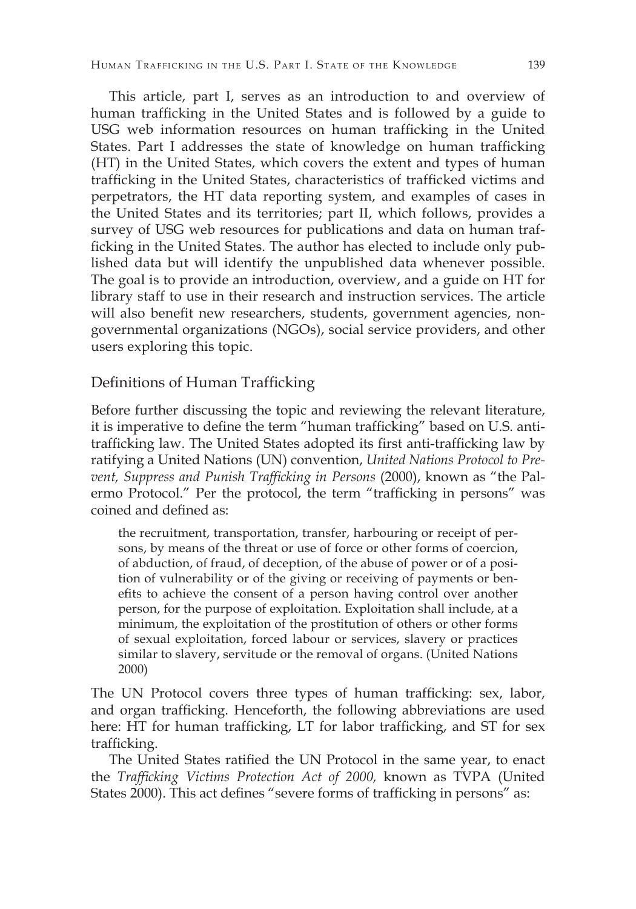This article, part I, serves as an introduction to and overview of human trafficking in the United States and is followed by a guide to USG web information resources on human trafficking in the United States. Part I addresses the state of knowledge on human trafficking (HT) in the United States, which covers the extent and types of human trafficking in the United States, characteristics of trafficked victims and perpetrators, the HT data reporting system, and examples of cases in the United States and its territories; part II, which follows, provides a survey of USG web resources for publications and data on human trafficking in the United States. The author has elected to include only published data but will identify the unpublished data whenever possible. The goal is to provide an introduction, overview, and a guide on HT for library staff to use in their research and instruction services. The article will also benefit new researchers, students, government agencies, nongovernmental organizations (NGOs), social service providers, and other users exploring this topic.

## Definitions of Human Trafficking

Before further discussing the topic and reviewing the relevant literature, it is imperative to define the term "human trafficking" based on U.S. anti-trafficking law. The United States adopted its first anti-trafficking law by ratifying a United Nations (UN) convention, *United Nations Protocol to Prevent, Suppress and Punish Trafficking in Persons* (2000), known as "the Palermo Protocol." Per the protocol, the term "trafficking in persons" was coined and defined as:

> the recruitment, transportation, transfer, harbouring or receipt of persons, by means of the threat or use of force or other forms of coercion, of abduction, of fraud, of deception, of the abuse of power or of a position of vulnerability or of the giving or receiving of payments or benefits to achieve the consent of a person having control over another person, for the purpose of exploitation. Exploitation shall include, at a minimum, the exploitation of the prostitution of others or other forms of sexual exploitation, forced labour or services, slavery or practices similar to slavery, servitude or the removal of organs. (United Nations 2000)

The UN Protocol covers three types of human trafficking: sex, labor, and organ trafficking. Henceforth, the following abbreviations are used here: HT for human trafficking, LT for labor trafficking, and ST for sex trafficking.

The United States ratified the UN Protocol in the same year, to enact the *Trafficking Victims Protection Act of 2000,* known as TVPA (United States 2000). This act defines "severe forms of trafficking in persons" as: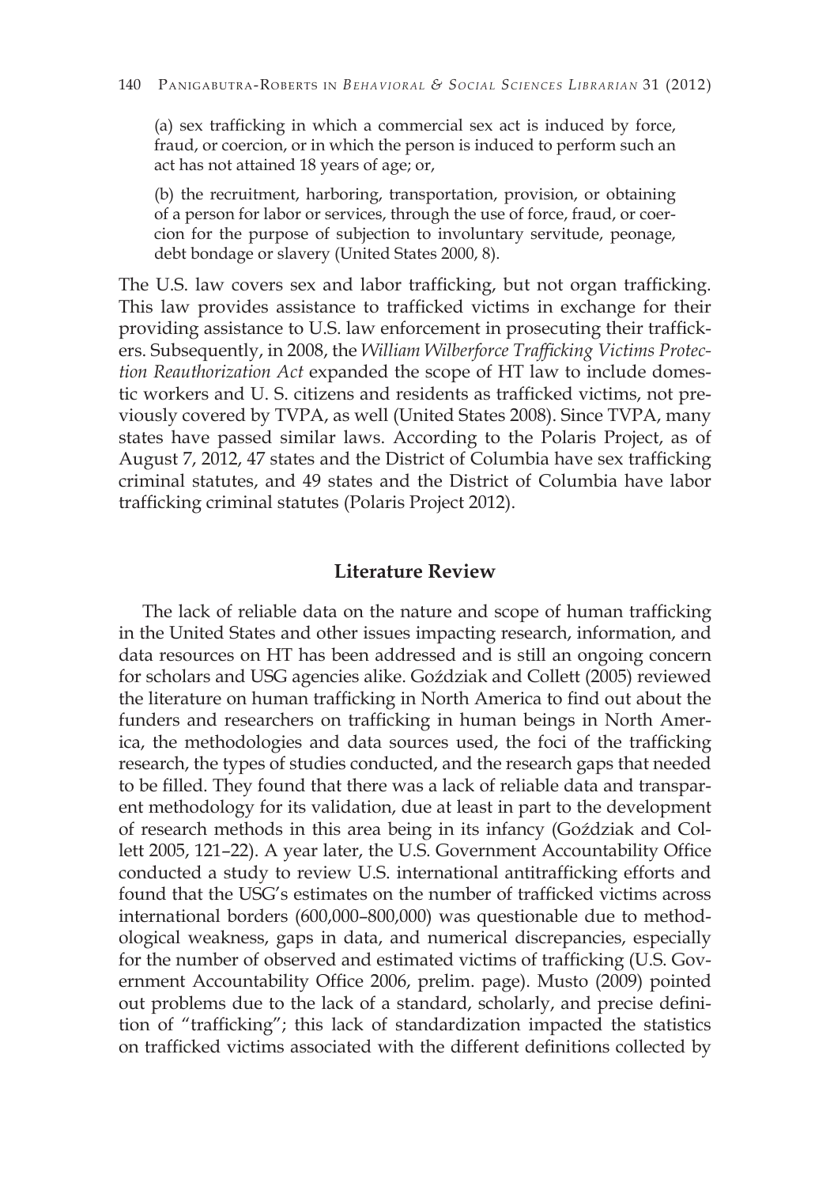(a) sex trafficking in which a commercial sex act is induced by force, fraud, or coercion, or in which the person is induced to perform such an act has not attained 18 years of age; or,

(b) the recruitment, harboring, transportation, provision, or obtaining of a person for labor or services, through the use of force, fraud, or coercion for the purpose of subjection to involuntary servitude, peonage, debt bondage or slavery (United States 2000, 8).

The U.S. law covers sex and labor trafficking, but not organ trafficking. This law provides assistance to trafficked victims in exchange for their providing assistance to U.S. law enforcement in prosecuting their traffickers. Subsequently, in 2008, the *William Wilberforce Trafficking Victims Protection Reauthorization Act* expanded the scope of HT law to include domestic workers and U. S. citizens and residents as trafficked victims, not previously covered by TVPA, as well (United States 2008). Since TVPA, many states have passed similar laws. According to the Polaris Project, as of August 7, 2012, 47 states and the District of Columbia have sex trafficking criminal statutes, and 49 states and the District of Columbia have labor trafficking criminal statutes (Polaris Project 2012).

## Literature Review

The lack of reliable data on the nature and scope of human trafficking in the United States and other issues impacting research, information, and data resources on HT has been addressed and is still an ongoing concern for scholars and USG agencies alike. Goździak and Collett (2005) reviewed the literature on human trafficking in North America to find out about the funders and researchers on trafficking in human beings in North America, the methodologies and data sources used, the foci of the trafficking research, the types of studies conducted, and the research gaps that needed to be filled. They found that there was a lack of reliable data and transparent methodology for its validation, due at least in part to the development of research methods in this area being in its infancy (Goździak and Collett 2005, 121–22). A year later, the U.S. Government Accountability Office conducted a study to review U.S. international antitrafficking efforts and found that the USG's estimates on the number of trafficked victims across international borders (600,000–800,000) was questionable due to methodological weakness, gaps in data, and numerical discrepancies, especially for the number of observed and estimated victims of trafficking (U.S. Government Accountability Office 2006, prelim. page). Musto (2009) pointed out problems due to the lack of a standard, scholarly, and precise definition of "trafficking"; this lack of standardization impacted the statistics on trafficked victims associated with the different definitions collected by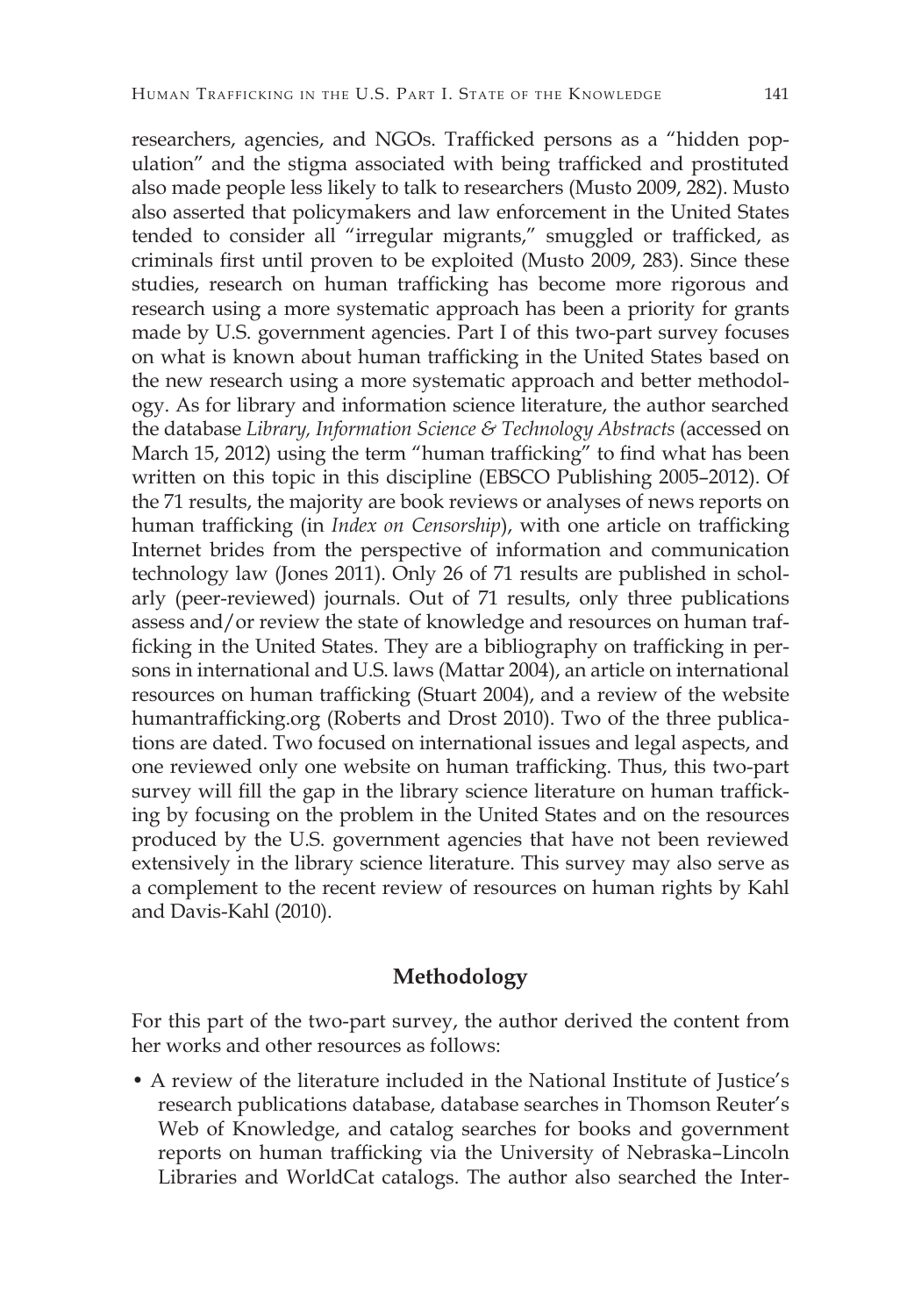researchers, agencies, and NGOs. Trafficked persons as a "hidden population" and the stigma associated with being trafficked and prostituted also made people less likely to talk to researchers (Musto 2009, 282). Musto also asserted that policymakers and law enforcement in the United States tended to consider all "irregular migrants," smuggled or trafficked, as criminals first until proven to be exploited (Musto 2009, 283). Since these studies, research on human trafficking has become more rigorous and research using a more systematic approach has been a priority for grants made by U.S. government agencies. Part I of this two-part survey focuses on what is known about human trafficking in the United States based on the new research using a more systematic approach and better methodology. As for library and information science literature, the author searched the database *Library, Information Science & Technology Abstracts* (accessed on March 15, 2012) using the term "human trafficking" to find what has been written on this topic in this discipline (EBSCO Publishing 2005–2012). Of the 71 results, the majority are book reviews or analyses of news reports on human trafficking (in *Index on Censorship*), with one article on trafficking Internet brides from the perspective of information and communication technology law (Jones 2011). Only 26 of 71 results are published in scholarly (peer-reviewed) journals. Out of 71 results, only three publications assess and/or review the state of knowledge and resources on human trafficking in the United States. They are a bibliography on trafficking in persons in international and U.S. laws (Mattar 2004), an article on international resources on human trafficking (Stuart 2004), and a review of the website humantrafficking.org (Roberts and Drost 2010). Two of the three publications are dated. Two focused on international issues and legal aspects, and one reviewed only one website on human trafficking. Thus, this two-part survey will fill the gap in the library science literature on human trafficking by focusing on the problem in the United States and on the resources produced by the U.S. government agencies that have not been reviewed extensively in the library science literature. This survey may also serve as a complement to the recent review of resources on human rights by Kahl and Davis-Kahl (2010).

## Methodology

For this part of the two-part survey, the author derived the content from her works and other resources as follows:

- A review of the literature included in the National Institute of Justice's research publications database, database searches in Thomson Reuter's Web of Knowledge, and catalog searches for books and government reports on human trafficking via the University of Nebraska–Lincoln Libraries and WorldCat catalogs. The author also searched the Inter-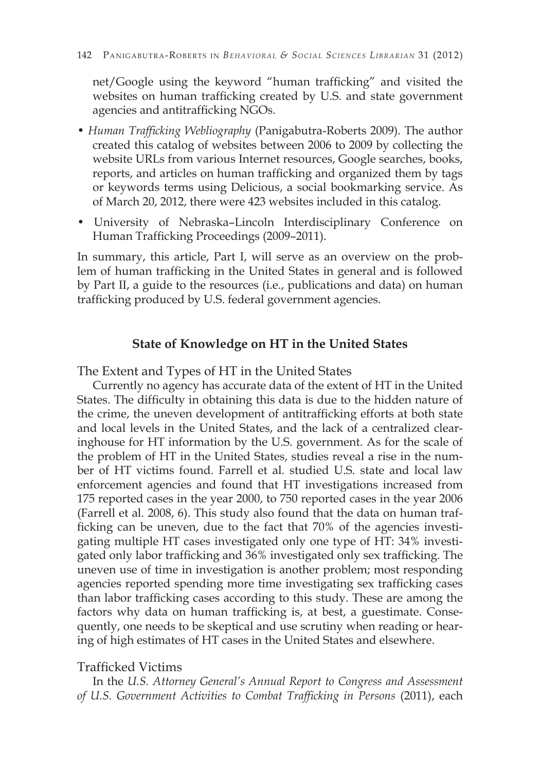net/Google using the keyword "human trafficking" and visited the websites on human trafficking created by U.S. and state government agencies and antitrafficking NGOs.

- *Human Trafficking Webliography* (Panigabutra-Roberts 2009). The author created this catalog of websites between 2006 to 2009 by collecting the website URLs from various Internet resources, Google searches, books, reports, and articles on human trafficking and organized them by tags or keywords terms using Delicious, a social bookmarking service. As of March 20, 2012, there were 423 websites included in this catalog.
- University of Nebraska–Lincoln Interdisciplinary Conference on Human Trafficking Proceedings (2009–2011).

In summary, this article, Part I, will serve as an overview on the problem of human trafficking in the United States in general and is followed by Part II, a guide to the resources (i.e., publications and data) on human trafficking produced by U.S. federal government agencies.

## State of Knowledge on HT in the United States

### The Extent and Types of HT in the United States

Currently no agency has accurate data of the extent of HT in the United States. The difficulty in obtaining this data is due to the hidden nature of the crime, the uneven development of antitrafficking efforts at both state and local levels in the United States, and the lack of a centralized clearinghouse for HT information by the U.S. government. As for the scale of the problem of HT in the United States, studies reveal a rise in the number of HT victims found. Farrell et al. studied U.S. state and local law enforcement agencies and found that HT investigations increased from 175 reported cases in the year 2000, to 750 reported cases in the year 2006 (Farrell et al. 2008, 6). This study also found that the data on human trafficking can be uneven, due to the fact that 70% of the agencies investigating multiple HT cases investigated only one type of HT: 34% investigated only labor trafficking and 36% investigated only sex trafficking. The uneven use of time in investigation is another problem; most responding agencies reported spending more time investigating sex trafficking cases than labor trafficking cases according to this study. These are among the factors why data on human trafficking is, at best, a guestimate. Consequently, one needs to be skeptical and use scrutiny when reading or hearing of high estimates of HT cases in the United States and elsewhere.

### Trafficked Victims

In the *U.S. Attorney General's Annual Report to Congress and Assessment of U.S. Government Activities to Combat Trafficking in Persons* (2011), each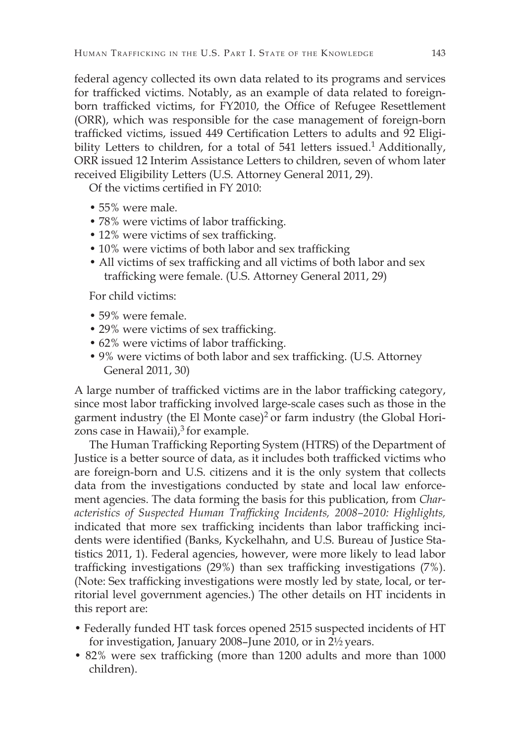federal agency collected its own data related to its programs and services for trafficked victims. Notably, as an example of data related to foreign-born trafficked victims, for FY2010, the Office of Refugee Resettlement (ORR), which was responsible for the case management of foreign-born trafficked victims, issued 449 Certification Letters to adults and 92 Eligibility Letters to children, for a total of 541 letters issued.[1] Additionally, ORR issued 12 Interim Assistance Letters to children, seven of whom later received Eligibility Letters (U.S. Attorney General 2011, 29).

Of the victims certified in FY 2010:

- 55% were male.
- 78% were victims of labor trafficking.
- 12% were victims of sex trafficking.
- 10% were victims of both labor and sex trafficking
- All victims of sex trafficking and all victims of both labor and sex trafficking were female. (U.S. Attorney General 2011, 29)

For child victims:

- 59% were female.
- 29% were victims of sex trafficking.
- 62% were victims of labor trafficking.
- 9% were victims of both labor and sex trafficking. (U.S. Attorney General 2011, 30)

A large number of trafficked victims are in the labor trafficking category, since most labor trafficking involved large-scale cases such as those in the garment industry (the El Monte case)[2] or farm industry (the Global Horizons case in Hawaii),[3] for example.

The Human Trafficking Reporting System (HTRS) of the Department of Justice is a better source of data, as it includes both trafficked victims who are foreign-born and U.S. citizens and it is the only system that collects data from the investigations conducted by state and local law enforcement agencies. The data forming the basis for this publication, from *Characteristics of Suspected Human Trafficking Incidents, 2008–2010: Highlights,* indicated that more sex trafficking incidents than labor trafficking incidents were identified (Banks, Kyckelhahn, and U.S. Bureau of Justice Statistics 2011, 1). Federal agencies, however, were more likely to lead labor trafficking investigations (29%) than sex trafficking investigations (7%). (Note: Sex trafficking investigations were mostly led by state, local, or territorial level government agencies.) The other details on HT incidents in this report are:

- Federally funded HT task forces opened 2515 suspected incidents of HT for investigation, January 2008–June 2010, or in 2½ years.
- 82% were sex trafficking (more than 1200 adults and more than 1000 children).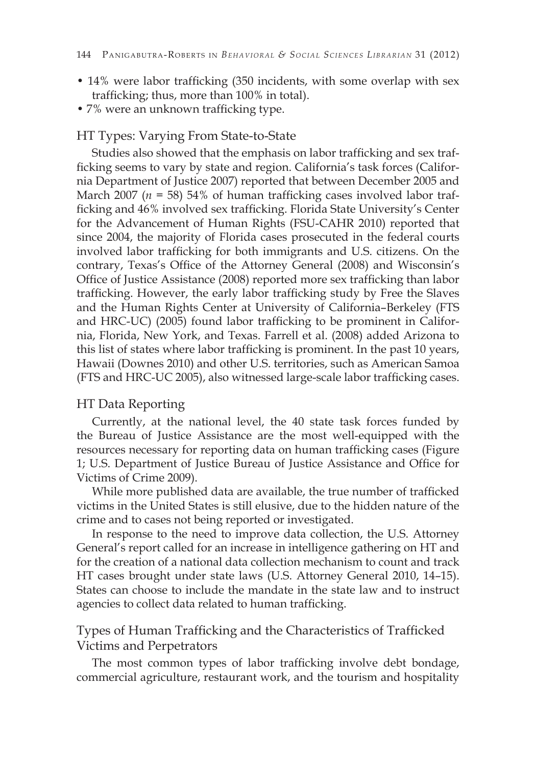- 14% were labor trafficking (350 incidents, with some overlap with sex trafficking; thus, more than 100% in total).
- 7% were an unknown trafficking type.

## HT Types: Varying From State-to-State

Studies also showed that the emphasis on labor trafficking and sex trafficking seems to vary by state and region. California's task forces (California Department of Justice 2007) reported that between December 2005 and March 2007 ($n$ = 58) 54% of human trafficking cases involved labor trafficking and 46% involved sex trafficking. Florida State University's Center for the Advancement of Human Rights (FSU-CAHR 2010) reported that since 2004, the majority of Florida cases prosecuted in the federal courts involved labor trafficking for both immigrants and U.S. citizens. On the contrary, Texas's Office of the Attorney General (2008) and Wisconsin's Office of Justice Assistance (2008) reported more sex trafficking than labor trafficking. However, the early labor trafficking study by Free the Slaves and the Human Rights Center at University of California–Berkeley (FTS and HRC-UC) (2005) found labor trafficking to be prominent in California, Florida, New York, and Texas. Farrell et al. (2008) added Arizona to this list of states where labor trafficking is prominent. In the past 10 years, Hawaii (Downes 2010) and other U.S. territories, such as American Samoa (FTS and HRC-UC 2005), also witnessed large-scale labor trafficking cases.

## HT Data Reporting

Currently, at the national level, the 40 state task forces funded by the Bureau of Justice Assistance are the most well-equipped with the resources necessary for reporting data on human trafficking cases (Figure 1; U.S. Department of Justice Bureau of Justice Assistance and Office for Victims of Crime 2009).

While more published data are available, the true number of trafficked victims in the United States is still elusive, due to the hidden nature of the crime and to cases not being reported or investigated.

In response to the need to improve data collection, the U.S. Attorney General's report called for an increase in intelligence gathering on HT and for the creation of a national data collection mechanism to count and track HT cases brought under state laws (U.S. Attorney General 2010, 14–15). States can choose to include the mandate in the state law and to instruct agencies to collect data related to human trafficking.

## Types of Human Trafficking and the Characteristics of Trafficked Victims and Perpetrators

The most common types of labor trafficking involve debt bondage, commercial agriculture, restaurant work, and the tourism and hospitality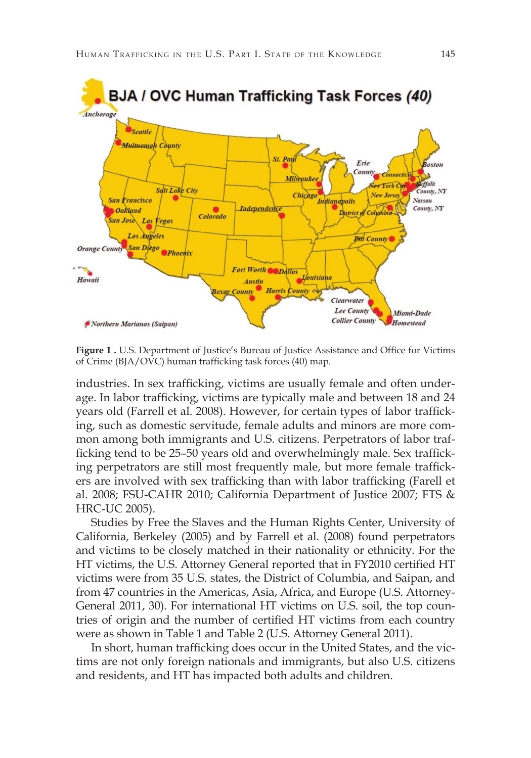**Figure 1 .** U.S. Department of Justice's Bureau of Justice Assistance and Office for Victims of Crime (BJA/OVC) human trafficking task forces (40) map.

industries. In sex trafficking, victims are usually female and often underage. In labor trafficking, victims are typically male and between 18 and 24 years old (Farrell et al. 2008). However, for certain types of labor trafficking, such as domestic servitude, female adults and minors are more common among both immigrants and U.S. citizens. Perpetrators of labor trafficking tend to be 25–50 years old and overwhelmingly male. Sex trafficking perpetrators are still most frequently male, but more female traffickers are involved with sex trafficking than with labor trafficking (Farell et al. 2008; FSU-CAHR 2010; California Department of Justice 2007; FTS & HRC-UC 2005).

Studies by Free the Slaves and the Human Rights Center, University of California, Berkeley (2005) and by Farrell et al. (2008) found perpetrators and victims to be closely matched in their nationality or ethnicity. For the HT victims, the U.S. Attorney General reported that in FY2010 certified HT victims were from 35 U.S. states, the District of Columbia, and Saipan, and from 47 countries in the Americas, Asia, Africa, and Europe (U.S. Attorney-General 2011, 30). For international HT victims on U.S. soil, the top countries of origin and the number of certified HT victims from each country were as shown in Table 1 and Table 2 (U.S. Attorney General 2011).

In short, human trafficking does occur in the United States, and the victims are not only foreign nationals and immigrants, but also U.S. citizens and residents, and HT has impacted both adults and children.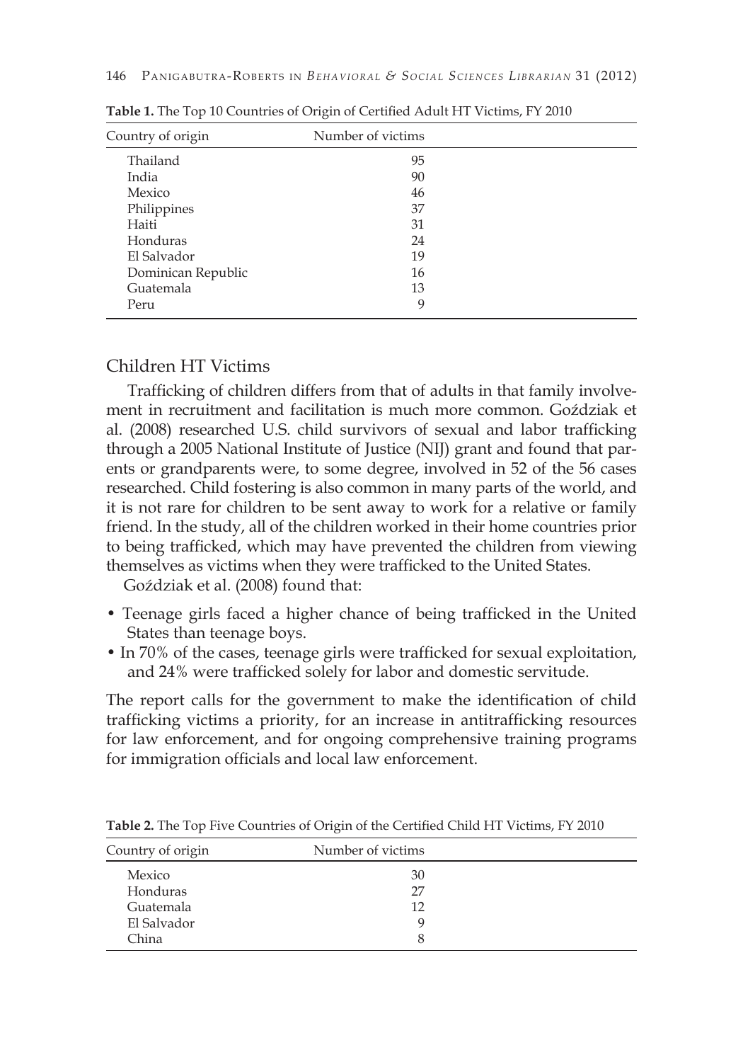**Table 1.** The Top 10 Countries of Origin of Certified Adult HT Victims, FY 2010

| Country of origin | Number of victims |
|---|---|
| Thailand | 95 |
| India | 90 |
| Mexico | 46 |
| Philippines | 37 |
| Haiti | 31 |
| Honduras | 24 |
| El Salvador | 19 |
| Dominican Republic | 16 |
| Guatemala | 13 |
| Peru | 9 |

## Children HT Victims

Trafficking of children differs from that of adults in that family involvement in recruitment and facilitation is much more common. Goździak et al. (2008) researched U.S. child survivors of sexual and labor trafficking through a 2005 National Institute of Justice (NIJ) grant and found that parents or grandparents were, to some degree, involved in 52 of the 56 cases researched. Child fostering is also common in many parts of the world, and it is not rare for children to be sent away to work for a relative or family friend. In the study, all of the children worked in their home countries prior to being trafficked, which may have prevented the children from viewing themselves as victims when they were trafficked to the United States.

Goździak et al. (2008) found that:

- Teenage girls faced a higher chance of being trafficked in the United States than teenage boys.
- In 70% of the cases, teenage girls were trafficked for sexual exploitation, and 24% were trafficked solely for labor and domestic servitude.

The report calls for the government to make the identification of child trafficking victims a priority, for an increase in antitrafficking resources for law enforcement, and for ongoing comprehensive training programs for immigration officials and local law enforcement.

**Table 2.** The Top Five Countries of Origin of the Certified Child HT Victims, FY 2010

| Country of origin | Number of victims |
|---|---|
| Mexico | 30 |
| Honduras | 27 |
| Guatemala | 12 |
| El Salvador | 9 |
| China | 8 |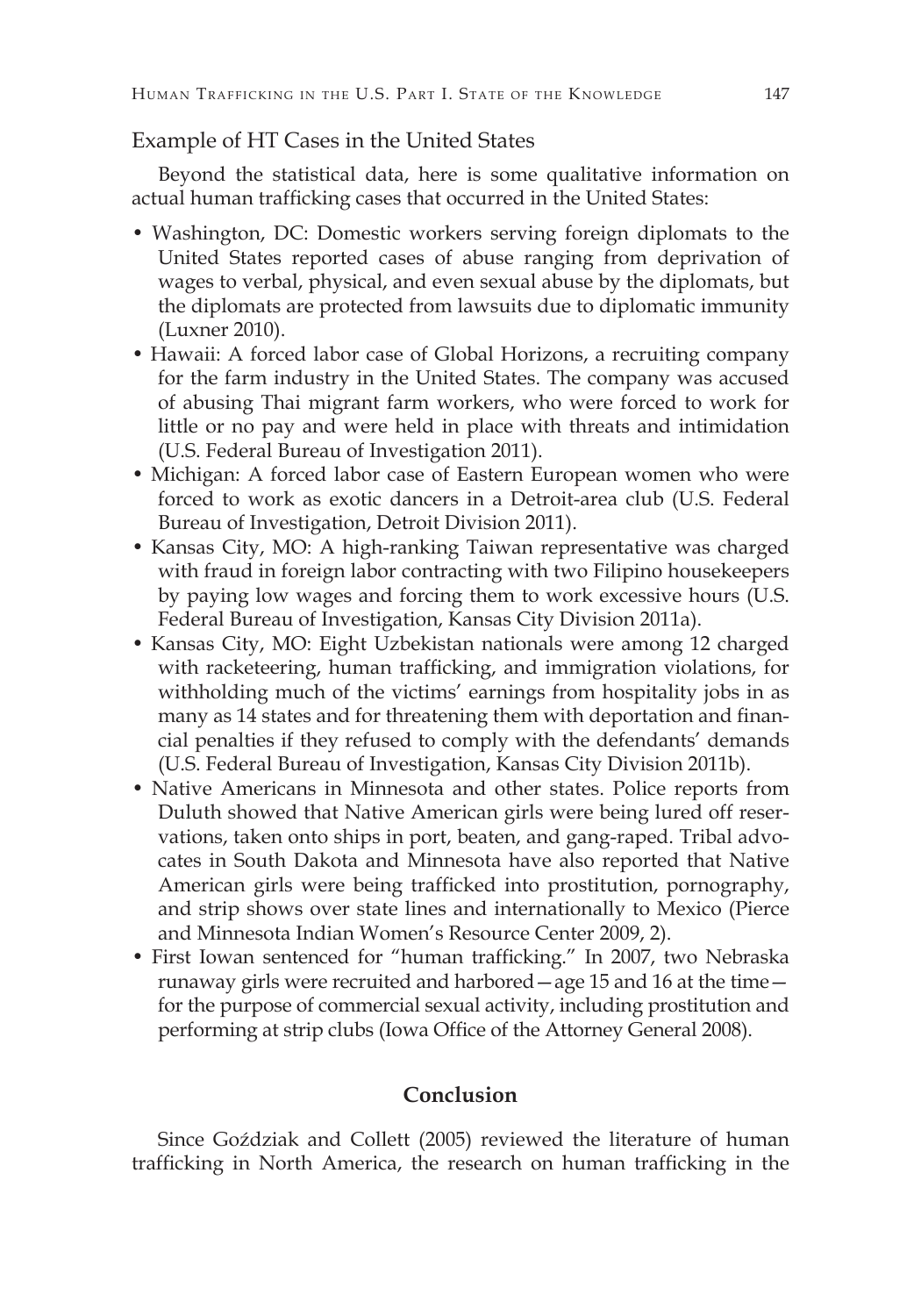### Example of HT Cases in the United States

Beyond the statistical data, here is some qualitative information on actual human trafficking cases that occurred in the United States:

- Washington, DC: Domestic workers serving foreign diplomats to the United States reported cases of abuse ranging from deprivation of wages to verbal, physical, and even sexual abuse by the diplomats, but the diplomats are protected from lawsuits due to diplomatic immunity (Luxner 2010).
- Hawaii: A forced labor case of Global Horizons, a recruiting company for the farm industry in the United States. The company was accused of abusing Thai migrant farm workers, who were forced to work for little or no pay and were held in place with threats and intimidation (U.S. Federal Bureau of Investigation 2011).
- Michigan: A forced labor case of Eastern European women who were forced to work as exotic dancers in a Detroit-area club (U.S. Federal Bureau of Investigation, Detroit Division 2011).
- Kansas City, MO: A high-ranking Taiwan representative was charged with fraud in foreign labor contracting with two Filipino housekeepers by paying low wages and forcing them to work excessive hours (U.S. Federal Bureau of Investigation, Kansas City Division 2011a).
- Kansas City, MO: Eight Uzbekistan nationals were among 12 charged with racketeering, human trafficking, and immigration violations, for withholding much of the victims' earnings from hospitality jobs in as many as 14 states and for threatening them with deportation and financial penalties if they refused to comply with the defendants' demands (U.S. Federal Bureau of Investigation, Kansas City Division 2011b).
- Native Americans in Minnesota and other states. Police reports from Duluth showed that Native American girls were being lured off reservations, taken onto ships in port, beaten, and gang-raped. Tribal advocates in South Dakota and Minnesota have also reported that Native American girls were being trafficked into prostitution, pornography, and strip shows over state lines and internationally to Mexico (Pierce and Minnesota Indian Women's Resource Center 2009, 2).
- First Iowan sentenced for "human trafficking." In 2007, two Nebraska runaway girls were recruited and harbored—age 15 and 16 at the time—for the purpose of commercial sexual activity, including prostitution and performing at strip clubs (Iowa Office of the Attorney General 2008).

## Conclusion

Since Goździak and Collett (2005) reviewed the literature of human trafficking in North America, the research on human trafficking in the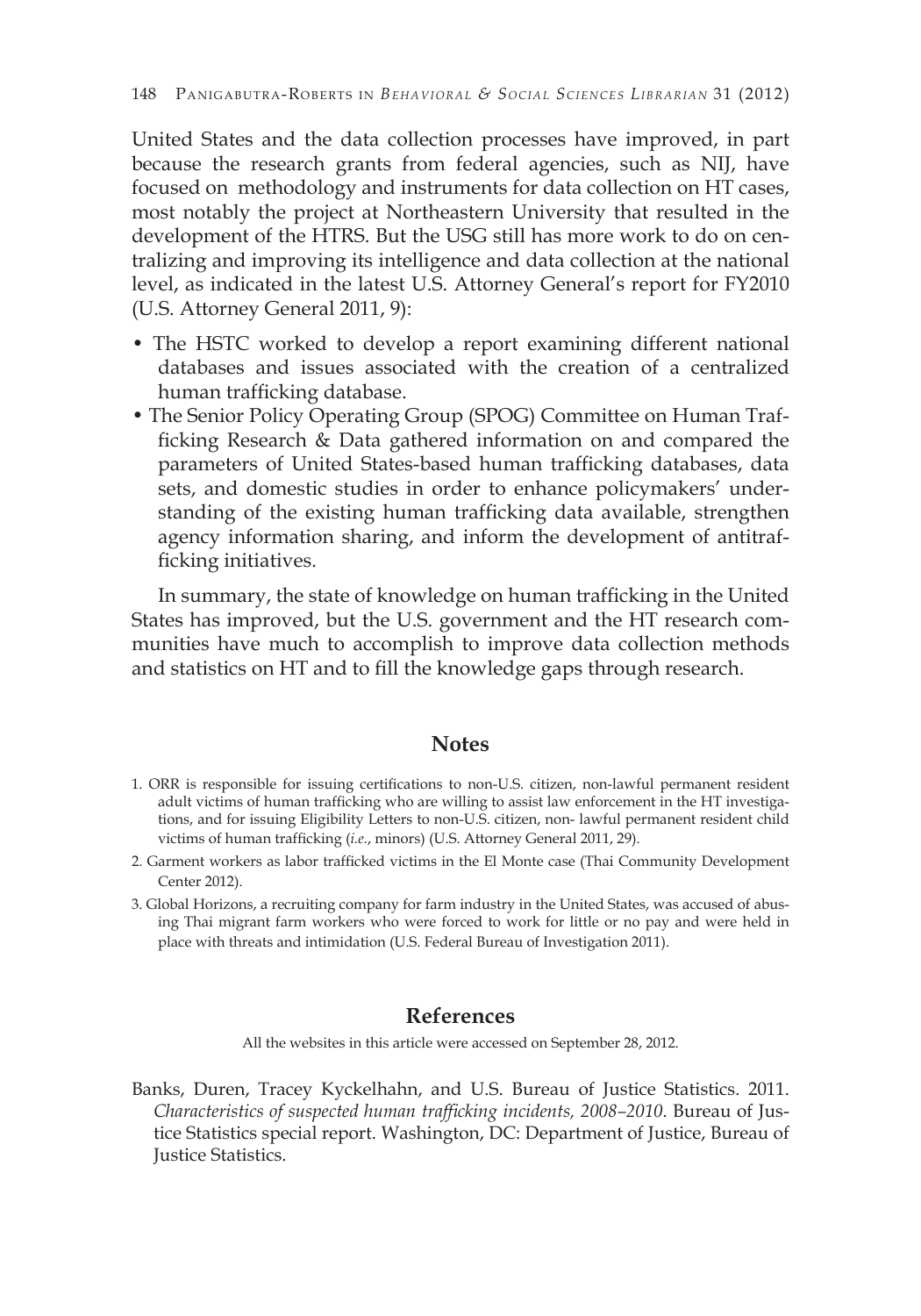United States and the data collection processes have improved, in part because the research grants from federal agencies, such as NIJ, have focused on methodology and instruments for data collection on HT cases, most notably the project at Northeastern University that resulted in the development of the HTRS. But the USG still has more work to do on centralizing and improving its intelligence and data collection at the national level, as indicated in the latest U.S. Attorney General's report for FY2010 (U.S. Attorney General 2011, 9):

- The HSTC worked to develop a report examining different national databases and issues associated with the creation of a centralized human trafficking database.
- The Senior Policy Operating Group (SPOG) Committee on Human Trafficking Research & Data gathered information on and compared the parameters of United States-based human trafficking databases, data sets, and domestic studies in order to enhance policymakers' understanding of the existing human trafficking data available, strengthen agency information sharing, and inform the development of antitrafficking initiatives.

In summary, the state of knowledge on human trafficking in the United States has improved, but the U.S. government and the HT research communities have much to accomplish to improve data collection methods and statistics on HT and to fill the knowledge gaps through research.

## Notes

1. ORR is responsible for issuing certifications to non-U.S. citizen, non-lawful permanent resident adult victims of human trafficking who are willing to assist law enforcement in the HT investigations, and for issuing Eligibility Letters to non-U.S. citizen, non- lawful permanent resident child victims of human trafficking (*i.e.*, minors) (U.S. Attorney General 2011, 29).
2. Garment workers as labor trafficked victims in the El Monte case (Thai Community Development Center 2012).
3. Global Horizons, a recruiting company for farm industry in the United States, was accused of abusing Thai migrant farm workers who were forced to work for little or no pay and were held in place with threats and intimidation (U.S. Federal Bureau of Investigation 2011).

## References

All the websites in this article were accessed on September 28, 2012.

Banks, Duren, Tracey Kyckelhahn, and U.S. Bureau of Justice Statistics. 2011. *Characteristics of suspected human trafficking incidents, 2008–2010*. Bureau of Justice Statistics special report. Washington, DC: Department of Justice, Bureau of Justice Statistics.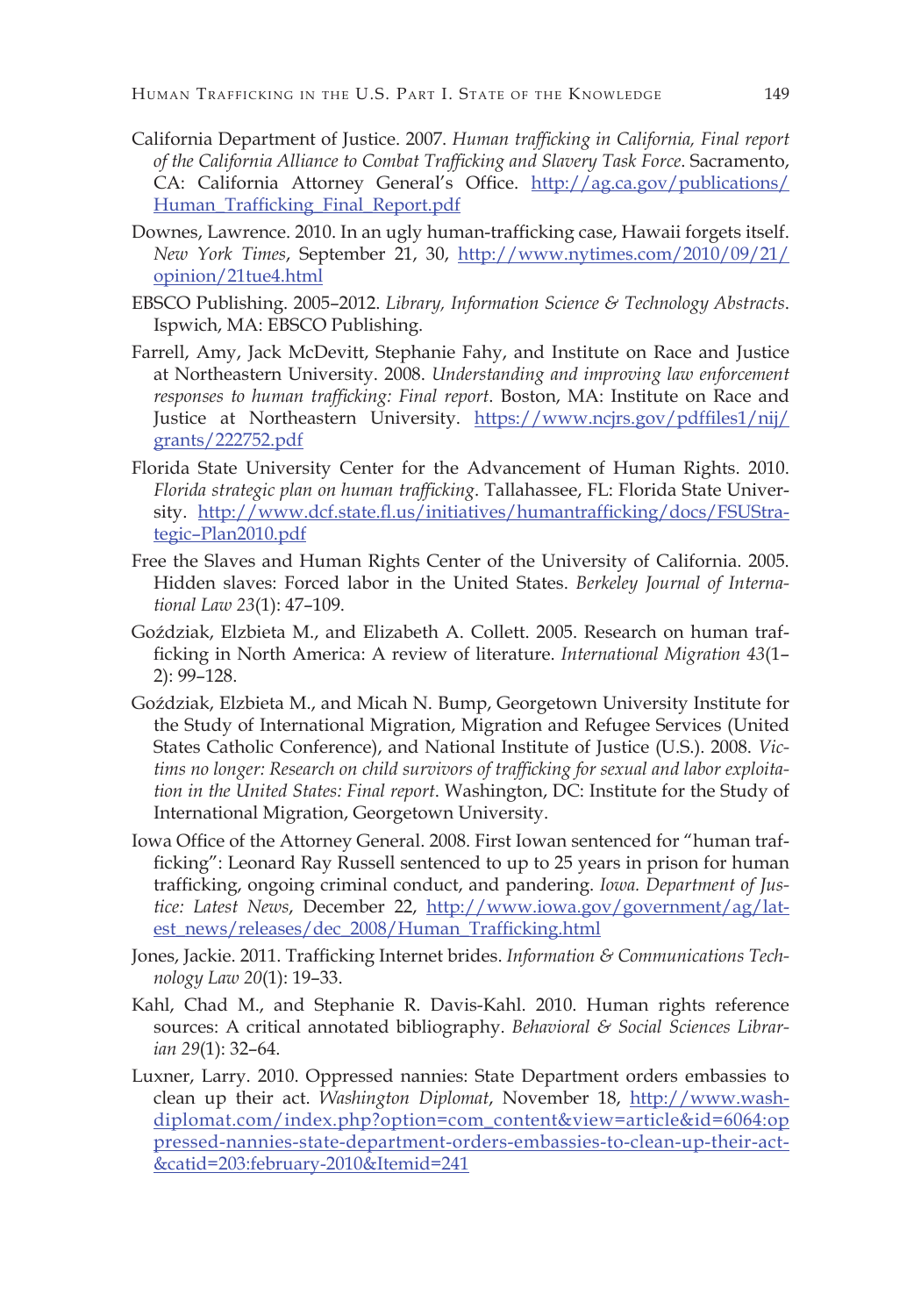California Department of Justice. 2007. *Human trafficking in California, Final report of the California Alliance to Combat Trafficking and Slavery Task Force*. Sacramento, CA: California Attorney General's Office. http://ag.ca.gov/publications/Human_Trafficking_Final_Report.pdf

Downes, Lawrence. 2010. In an ugly human-trafficking case, Hawaii forgets itself. *New York Times*, September 21, 30, http://www.nytimes.com/2010/09/21/opinion/21tue4.html

EBSCO Publishing. 2005–2012. *Library, Information Science & Technology Abstracts*. Ispwich, MA: EBSCO Publishing.

Farrell, Amy, Jack McDevitt, Stephanie Fahy, and Institute on Race and Justice at Northeastern University. 2008. *Understanding and improving law enforcement responses to human trafficking: Final report*. Boston, MA: Institute on Race and Justice at Northeastern University. https://www.ncjrs.gov/pdffiles1/nij/grants/222752.pdf

Florida State University Center for the Advancement of Human Rights. 2010. *Florida strategic plan on human trafficking*. Tallahassee, FL: Florida State University. http://www.dcf.state.fl.us/initiatives/humantrafficking/docs/FSUStrategic–Plan2010.pdf

Free the Slaves and Human Rights Center of the University of California. 2005. Hidden slaves: Forced labor in the United States. *Berkeley Journal of International Law 23*(1): 47–109.

Goździak, Elzbieta M., and Elizabeth A. Collett. 2005. Research on human trafficking in North America: A review of literature. *International Migration 43*(1–2): 99–128.

Goździak, Elzbieta M., and Micah N. Bump, Georgetown University Institute for the Study of International Migration, Migration and Refugee Services (United States Catholic Conference), and National Institute of Justice (U.S.). 2008. *Victims no longer: Research on child survivors of trafficking for sexual and labor exploitation in the United States: Final report*. Washington, DC: Institute for the Study of International Migration, Georgetown University.

Iowa Office of the Attorney General. 2008. First Iowan sentenced for "human trafficking": Leonard Ray Russell sentenced to up to 25 years in prison for human trafficking, ongoing criminal conduct, and pandering. *Iowa. Department of Justice: Latest News*, December 22, http://www.iowa.gov/government/ag/latest_news/releases/dec_2008/Human_Trafficking.html

Jones, Jackie. 2011. Trafficking Internet brides. *Information & Communications Technology Law 20*(1): 19–33.

Kahl, Chad M., and Stephanie R. Davis-Kahl. 2010. Human rights reference sources: A critical annotated bibliography. *Behavioral & Social Sciences Librarian 29*(1): 32–64.

Luxner, Larry. 2010. Oppressed nannies: State Department orders embassies to clean up their act. *Washington Diplomat*, November 18, http://www.washdiplomat.com/index.php?option=com_content&view=article&id=6064:oppressed-nannies-state-department-orders-embassies-to-clean-up-their-act-&catid=203:february-2010&Itemid=241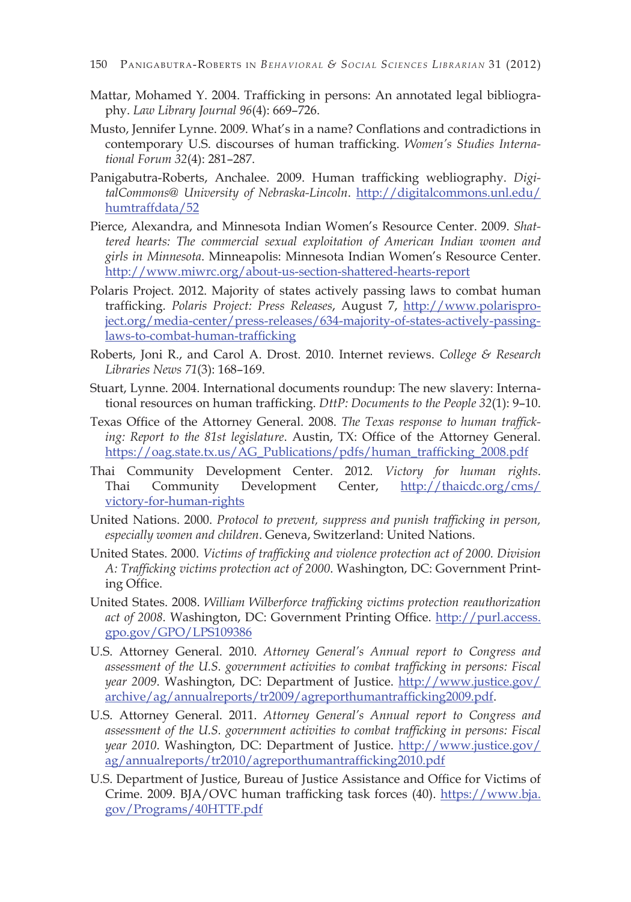Mattar, Mohamed Y. 2004. Trafficking in persons: An annotated legal bibliography. *Law Library Journal 96*(4): 669–726.

Musto, Jennifer Lynne. 2009. What's in a name? Conflations and contradictions in contemporary U.S. discourses of human trafficking. *Women's Studies International Forum 32*(4): 281–287.

Panigabutra-Roberts, Anchalee. 2009. Human trafficking webliography. *DigitalCommons@ University of Nebraska-Lincoln*. http://digitalcommons.unl.edu/humtraffdata/52

Pierce, Alexandra, and Minnesota Indian Women's Resource Center. 2009. *Shattered hearts: The commercial sexual exploitation of American Indian women and girls in Minnesota*. Minneapolis: Minnesota Indian Women's Resource Center. http://www.miwrc.org/about-us-section-shattered-hearts-report

Polaris Project. 2012. Majority of states actively passing laws to combat human trafficking. *Polaris Project: Press Releases*, August 7, http://www.polarisproject.org/media-center/press-releases/634-majority-of-states-actively-passing-laws-to-combat-human-trafficking

Roberts, Joni R., and Carol A. Drost. 2010. Internet reviews. *College & Research Libraries News 71*(3): 168–169.

Stuart, Lynne. 2004. International documents roundup: The new slavery: International resources on human trafficking. *DttP: Documents to the People 32*(1): 9–10.

Texas Office of the Attorney General. 2008. *The Texas response to human trafficking: Report to the 81st legislature*. Austin, TX: Office of the Attorney General. https://oag.state.tx.us/AG_Publications/pdfs/human_trafficking_2008.pdf

Thai Community Development Center. 2012. *Victory for human rights*. Thai Community Development Center, http://thaicdc.org/cms/victory-for-human-rights

United Nations. 2000. *Protocol to prevent, suppress and punish trafficking in person, especially women and children*. Geneva, Switzerland: United Nations.

United States. 2000. *Victims of trafficking and violence protection act of 2000. Division A: Trafficking victims protection act of 2000*. Washington, DC: Government Printing Office.

United States. 2008. *William Wilberforce trafficking victims protection reauthorization act of 2008*. Washington, DC: Government Printing Office. http://purl.access.gpo.gov/GPO/LPS109386

U.S. Attorney General. 2010. *Attorney General's Annual report to Congress and assessment of the U.S. government activities to combat trafficking in persons: Fiscal year 2009*. Washington, DC: Department of Justice. http://www.justice.gov/archive/ag/annualreports/tr2009/agreporthumantrafficking2009.pdf.

U.S. Attorney General. 2011. *Attorney General's Annual report to Congress and assessment of the U.S. government activities to combat trafficking in persons: Fiscal year 2010*. Washington, DC: Department of Justice. http://www.justice.gov/ag/annualreports/tr2010/agreporthumantrafficking2010.pdf

U.S. Department of Justice, Bureau of Justice Assistance and Office for Victims of Crime. 2009. BJA/OVC human trafficking task forces (40). https://www.bja.gov/Programs/40HTTF.pdf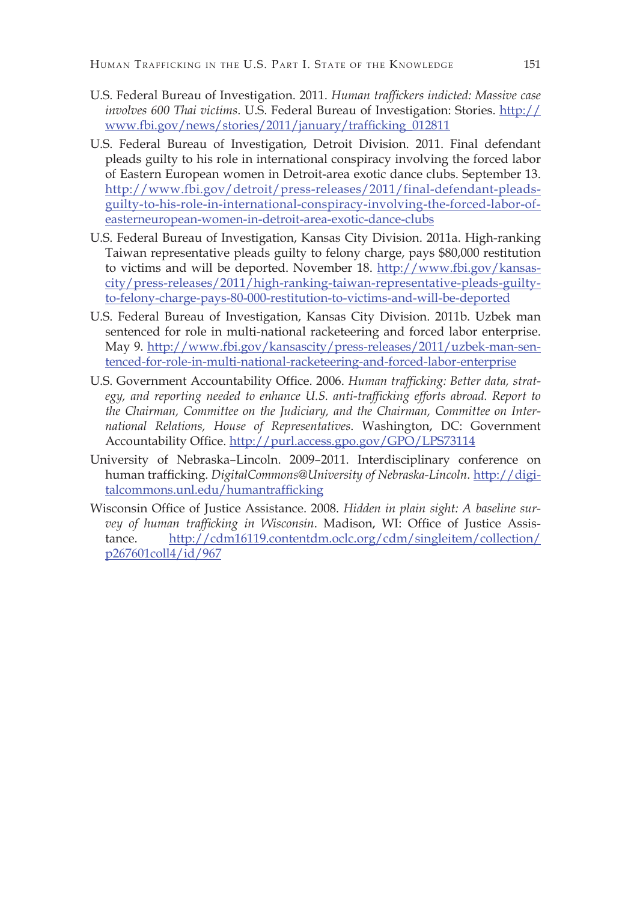U.S. Federal Bureau of Investigation. 2011. *Human traffickers indicted: Massive case involves 600 Thai victims*. U.S. Federal Bureau of Investigation: Stories. http://www.fbi.gov/news/stories/2011/january/trafficking_012811

U.S. Federal Bureau of Investigation, Detroit Division. 2011. Final defendant pleads guilty to his role in international conspiracy involving the forced labor of Eastern European women in Detroit-area exotic dance clubs. September 13. http://www.fbi.gov/detroit/press-releases/2011/final-defendant-pleads-guilty-to-his-role-in-international-conspiracy-involving-the-forced-labor-of-easterneuropean-women-in-detroit-area-exotic-dance-clubs

U.S. Federal Bureau of Investigation, Kansas City Division. 2011a. High-ranking Taiwan representative pleads guilty to felony charge, pays $80,000 restitution to victims and will be deported. November 18. http://www.fbi.gov/kansascity/press-releases/2011/high-ranking-taiwan-representative-pleads-guilty-to-felony-charge-pays-80-000-restitution-to-victims-and-will-be-deported

U.S. Federal Bureau of Investigation, Kansas City Division. 2011b. Uzbek man sentenced for role in multi-national racketeering and forced labor enterprise. May 9. http://www.fbi.gov/kansascity/press-releases/2011/uzbek-man-sentenced-for-role-in-multi-national-racketeering-and-forced-labor-enterprise

U.S. Government Accountability Office. 2006. *Human trafficking: Better data, strategy, and reporting needed to enhance U.S. anti-trafficking efforts abroad. Report to the Chairman, Committee on the Judiciary, and the Chairman, Committee on International Relations, House of Representatives*. Washington, DC: Government Accountability Office. http://purl.access.gpo.gov/GPO/LPS73114

University of Nebraska–Lincoln. 2009–2011. Interdisciplinary conference on human trafficking. *DigitalCommons@University of Nebraska-Lincoln*. http://digitalcommons.unl.edu/humantrafficking

Wisconsin Office of Justice Assistance. 2008. *Hidden in plain sight: A baseline survey of human trafficking in Wisconsin*. Madison, WI: Office of Justice Assistance. http://cdm16119.contentdm.oclc.org/cdm/singleitem/collection/p267601coll4/id/967